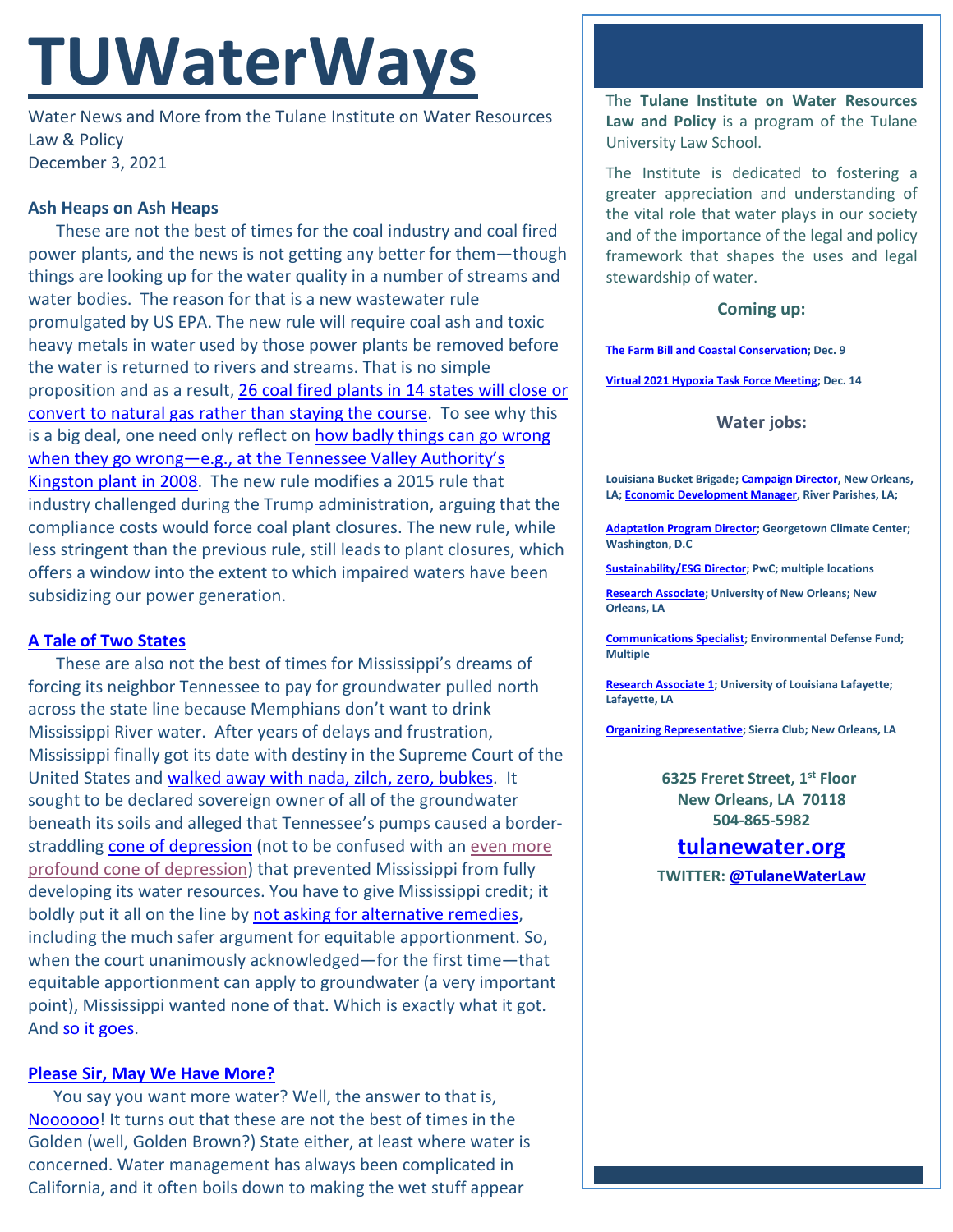# TUWaterWays

Water News and More from the Tulane Institute on Water Resources Law & Policy
December 3, 2021

### Ash Heaps on Ash Heaps

These are not the best of times for the coal industry and coal fired power plants, and the news is not getting any better for them—though things are looking up for the water quality in a number of streams and water bodies. The reason for that is a new wastewater rule promulgated by US EPA. The new rule will require coal ash and toxic heavy metals in water used by those power plants be removed before the water is returned to rivers and streams. That is no simple proposition and as a result, 26 coal fired plants in 14 states will close or convert to natural gas rather than staying the course. To see why this is a big deal, one need only reflect on how badly things can go wrong when they go wrong—e.g., at the Tennessee Valley Authority's Kingston plant in 2008. The new rule modifies a 2015 rule that industry challenged during the Trump administration, arguing that the compliance costs would force coal plant closures. The new rule, while less stringent than the previous rule, still leads to plant closures, which offers a window into the extent to which impaired waters have been subsidizing our power generation.

### A Tale of Two States

These are also not the best of times for Mississippi's dreams of forcing its neighbor Tennessee to pay for groundwater pulled north across the state line because Memphians don't want to drink Mississippi River water. After years of delays and frustration, Mississippi finally got its date with destiny in the Supreme Court of the United States and walked away with nada, zilch, zero, bubkes. It sought to be declared sovereign owner of all of the groundwater beneath its soils and alleged that Tennessee's pumps caused a border-straddling cone of depression (not to be confused with an even more profound cone of depression) that prevented Mississippi from fully developing its water resources. You have to give Mississippi credit; it boldly put it all on the line by not asking for alternative remedies, including the much safer argument for equitable apportionment. So, when the court unanimously acknowledged—for the first time—that equitable apportionment can apply to groundwater (a very important point), Mississippi wanted none of that. Which is exactly what it got. And so it goes.

### Please Sir, May We Have More?

You say you want more water? Well, the answer to that is, Noooooo! It turns out that these are not the best of times in the Golden (well, Golden Brown?) State either, at least where water is concerned. Water management has always been complicated in California, and it often boils down to making the wet stuff appear

---

The **Tulane Institute on Water Resources Law and Policy** is a program of the Tulane University Law School.

The Institute is dedicated to fostering a greater appreciation and understanding of the vital role that water plays in our society and of the importance of the legal and policy framework that shapes the uses and legal stewardship of water.

**Coming up:**

**The Farm Bill and Coastal Conservation; Dec. 9**

**Virtual 2021 Hypoxia Task Force Meeting; Dec. 14**

**Water jobs:**

**Louisiana Bucket Brigade; Campaign Director, New Orleans, LA; Economic Development Manager, River Parishes, LA;**

**Adaptation Program Director; Georgetown Climate Center; Washington, D.C**

**Sustainability/ESG Director; PwC; multiple locations**

**Research Associate; University of New Orleans; New Orleans, LA**

**Communications Specialist; Environmental Defense Fund; Multiple**

**Research Associate 1; University of Louisiana Lafayette; Lafayette, LA**

**Organizing Representative; Sierra Club; New Orleans, LA**

**6325 Freret Street, 1st Floor**
**New Orleans, LA 70118**
**504-865-5982**

**tulanewater.org**

**TWITTER: @TulaneWaterLaw**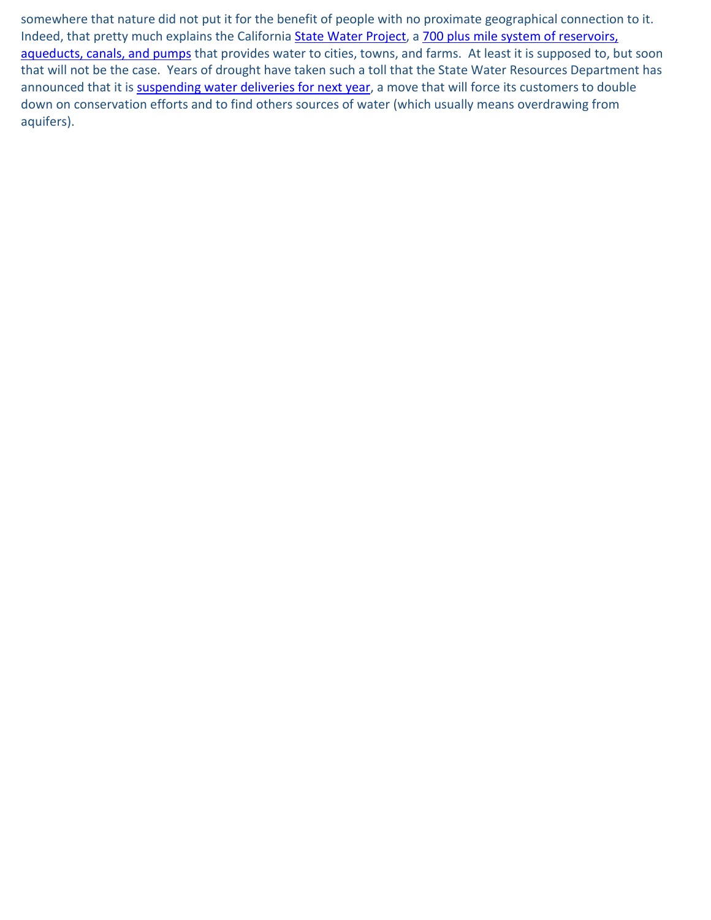somewhere that nature did not put it for the benefit of people with no proximate geographical connection to it. Indeed, that pretty much explains the California State Water Project, a 700 plus mile system of reservoirs, aqueducts, canals, and pumps that provides water to cities, towns, and farms. At least it is supposed to, but soon that will not be the case. Years of drought have taken such a toll that the State Water Resources Department has announced that it is suspending water deliveries for next year, a move that will force its customers to double down on conservation efforts and to find others sources of water (which usually means overdrawing from aquifers).